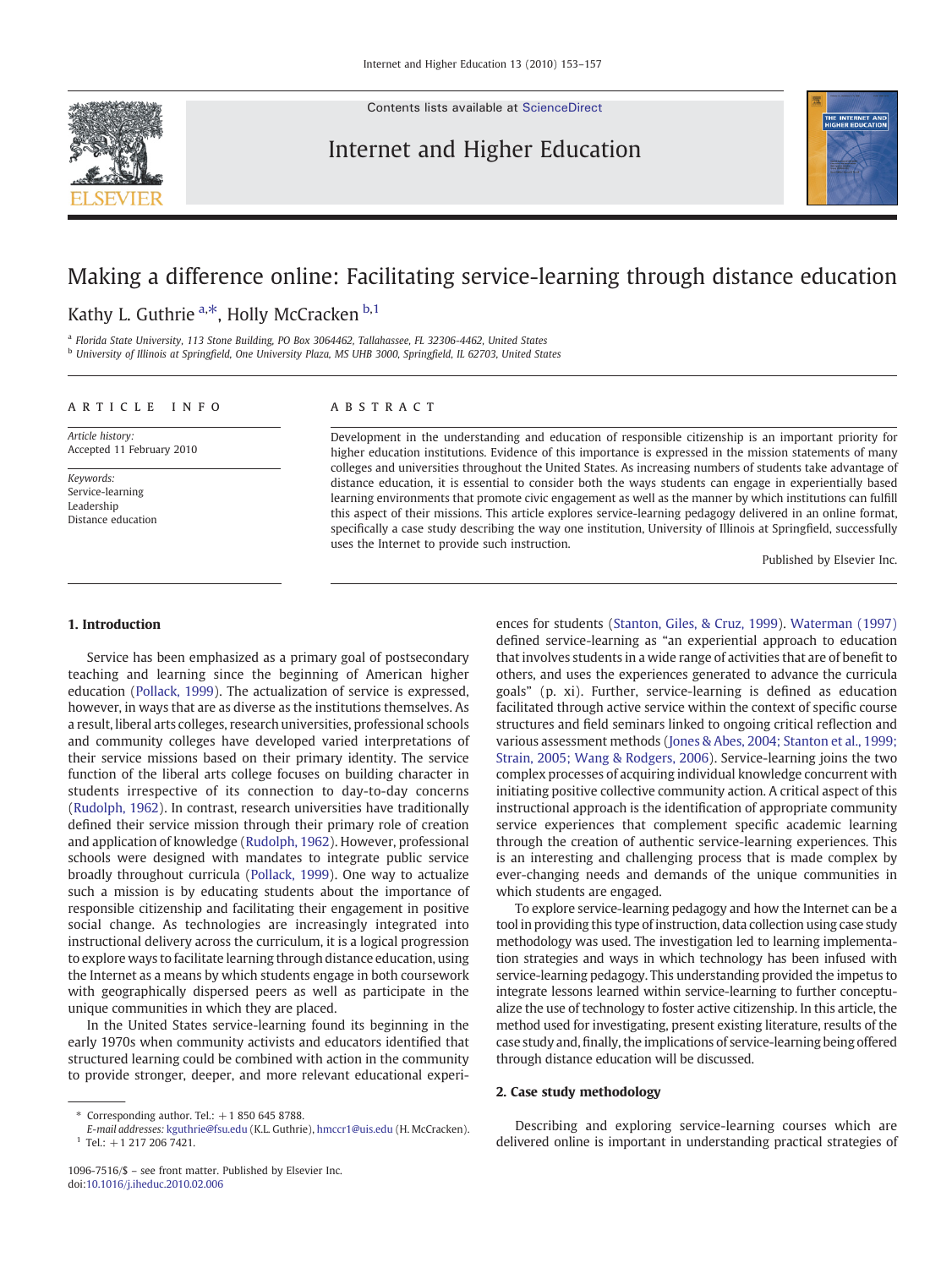# Making a difference online: Facilitating service-learning through distance education

Kathy L. Guthrie [a,*], Holly McCracken [b,1]

[a] Florida State University, 113 Stone Building, PO Box 3064462, Tallahassee, FL 32306-4462, United States

[b] University of Illinois at Springfield, One University Plaza, MS UHB 3000, Springfield, IL 62703, United States

**ARTICLE INFO**

*Article history:*
Accepted 11 February 2010

*Keywords:*
Service-learning
Leadership
Distance education

**ABSTRACT**

Development in the understanding and education of responsible citizenship is an important priority for higher education institutions. Evidence of this importance is expressed in the mission statements of many colleges and universities throughout the United States. As increasing numbers of students take advantage of distance education, it is essential to consider both the ways students can engage in experientially based learning environments that promote civic engagement as well as the manner by which institutions can fulfill this aspect of their missions. This article explores service-learning pedagogy delivered in an online format, specifically a case study describing the way one institution, University of Illinois at Springfield, successfully uses the Internet to provide such instruction.

Published by Elsevier Inc.

## 1. Introduction

Service has been emphasized as a primary goal of postsecondary teaching and learning since the beginning of American higher education (Pollack, 1999). The actualization of service is expressed, however, in ways that are as diverse as the institutions themselves. As a result, liberal arts colleges, research universities, professional schools and community colleges have developed varied interpretations of their service missions based on their primary identity. The service function of the liberal arts college focuses on building character in students irrespective of its connection to day-to-day concerns (Rudolph, 1962). In contrast, research universities have traditionally defined their service mission through their primary role of creation and application of knowledge (Rudolph, 1962). However, professional schools were designed with mandates to integrate public service broadly throughout curricula (Pollack, 1999). One way to actualize such a mission is by educating students about the importance of responsible citizenship and facilitating their engagement in positive social change. As technologies are increasingly integrated into instructional delivery across the curriculum, it is a logical progression to explore ways to facilitate learning through distance education, using the Internet as a means by which students engage in both coursework with geographically dispersed peers as well as participate in the unique communities in which they are placed.

In the United States service-learning found its beginning in the early 1970s when community activists and educators identified that structured learning could be combined with action in the community to provide stronger, deeper, and more relevant educational experiences for students (Stanton, Giles, & Cruz, 1999). Waterman (1997) defined service-learning as "an experiential approach to education that involves students in a wide range of activities that are of benefit to others, and uses the experiences generated to advance the curricula goals" (p. xi). Further, service-learning is defined as education facilitated through active service within the context of specific course structures and field seminars linked to ongoing critical reflection and various assessment methods (Jones & Abes, 2004; Stanton et al., 1999; Strain, 2005; Wang & Rodgers, 2006). Service-learning joins the two complex processes of acquiring individual knowledge concurrent with initiating positive collective community action. A critical aspect of this instructional approach is the identification of appropriate community service experiences that complement specific academic learning through the creation of authentic service-learning experiences. This is an interesting and challenging process that is made complex by ever-changing needs and demands of the unique communities in which students are engaged.

To explore service-learning pedagogy and how the Internet can be a tool in providing this type of instruction, data collection using case study methodology was used. The investigation led to learning implementation strategies and ways in which technology has been infused with service-learning pedagogy. This understanding provided the impetus to integrate lessons learned within service-learning to further conceptualize the use of technology to foster active citizenship. In this article, the method used for investigating, present existing literature, results of the case study and, finally, the implications of service-learning being offered through distance education will be discussed.

## 2. Case study methodology

Describing and exploring service-learning courses which are delivered online is important in understanding practical strategies of

---

* Corresponding author. Tel.: +1 850 645 8788.
*E-mail addresses:* kguthrie@fsu.edu (K.L. Guthrie), hmccr1@uis.edu (H. McCracken).
[1] Tel.: +1 217 206 7421.

1096-7516/$ – see front matter. Published by Elsevier Inc.
doi:10.1016/j.iheduc.2010.02.006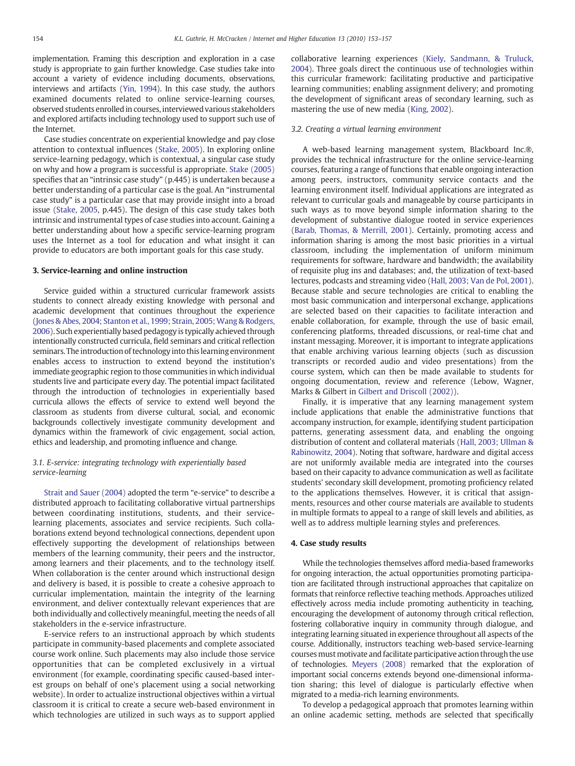implementation. Framing this description and exploration in a case study is appropriate to gain further knowledge. Case studies take into account a variety of evidence including documents, observations, interviews and artifacts (Yin, 1994). In this case study, the authors examined documents related to online service-learning courses, observed students enrolled in courses, interviewed various stakeholders and explored artifacts including technology used to support such use of the Internet.

Case studies concentrate on experiential knowledge and pay close attention to contextual influences (Stake, 2005). In exploring online service-learning pedagogy, which is contextual, a singular case study on why and how a program is successful is appropriate. Stake (2005) specifies that an "intrinsic case study" (p.445) is undertaken because a better understanding of a particular case is the goal. An "instrumental case study" is a particular case that may provide insight into a broad issue (Stake, 2005, p.445). The design of this case study takes both intrinsic and instrumental types of case studies into account. Gaining a better understanding about how a specific service-learning program uses the Internet as a tool for education and what insight it can provide to educators are both important goals for this case study.

## 3. Service-learning and online instruction

Service guided within a structured curricular framework assists students to connect already existing knowledge with personal and academic development that continues throughout the experience (Jones & Abes, 2004; Stanton et al., 1999; Strain, 2005; Wang & Rodgers, 2006). Such experientially based pedagogy is typically achieved through intentionally constructed curricula, field seminars and critical reflection seminars. The introduction of technology into this learning environment enables access to instruction to extend beyond the institution's immediate geographic region to those communities in which individual students live and participate every day. The potential impact facilitated through the introduction of technologies in experientially based curricula allows the effects of service to extend well beyond the classroom as students from diverse cultural, social, and economic backgrounds collectively investigate community development and dynamics within the framework of civic engagement, social action, ethics and leadership, and promoting influence and change.

### 3.1. E-service: integrating technology with experientially based service-learning

Strait and Sauer (2004) adopted the term "e-service" to describe a distributed approach to facilitating collaborative virtual partnerships between coordinating institutions, students, and their service-learning placements, associates and service recipients. Such collaborations extend beyond technological connections, dependent upon effectively supporting the development of relationships between members of the learning community, their peers and the instructor, among learners and their placements, and to the technology itself. When collaboration is the center around which instructional design and delivery is based, it is possible to create a cohesive approach to curricular implementation, maintain the integrity of the learning environment, and deliver contextually relevant experiences that are both individually and collectively meaningful, meeting the needs of all stakeholders in the e-service infrastructure.

E-service refers to an instructional approach by which students participate in community-based placements and complete associated course work online. Such placements may also include those service opportunities that can be completed exclusively in a virtual environment (for example, coordinating specific caused-based interest groups on behalf of one's placement using a social networking website). In order to actualize instructional objectives within a virtual classroom it is critical to create a secure web-based environment in which technologies are utilized in such ways as to support applied collaborative learning experiences (Kiely, Sandmann, & Truluck, 2004). Three goals direct the continuous use of technologies within this curricular framework: facilitating productive and participative learning communities; enabling assignment delivery; and promoting the development of significant areas of secondary learning, such as mastering the use of new media (King, 2002).

### 3.2. Creating a virtual learning environment

A web-based learning management system, Blackboard Inc.®, provides the technical infrastructure for the online service-learning courses, featuring a range of functions that enable ongoing interaction among peers, instructors, community service contacts and the learning environment itself. Individual applications are integrated as relevant to curricular goals and manageable by course participants in such ways as to move beyond simple information sharing to the development of substantive dialogue rooted in service experiences (Barab, Thomas, & Merrill, 2001). Certainly, promoting access and information sharing is among the most basic priorities in a virtual classroom, including the implementation of uniform minimum requirements for software, hardware and bandwidth; the availability of requisite plug ins and databases; and, the utilization of text-based lectures, podcasts and streaming video (Hall, 2003; Van de Pol, 2001). Because stable and secure technologies are critical to enabling the most basic communication and interpersonal exchange, applications are selected based on their capacities to facilitate interaction and enable collaboration, for example, through the use of basic email, conferencing platforms, threaded discussions, or real-time chat and instant messaging. Moreover, it is important to integrate applications that enable archiving various learning objects (such as discussion transcripts or recorded audio and video presentations) from the course system, which can then be made available to students for ongoing documentation, review and reference (Lebow, Wagner, Marks & Gilbert in Gilbert and Driscoll (2002)).

Finally, it is imperative that any learning management system include applications that enable the administrative functions that accompany instruction, for example, identifying student participation patterns, generating assessment data, and enabling the ongoing distribution of content and collateral materials (Hall, 2003; Ullman & Rabinowitz, 2004). Noting that software, hardware and digital access are not uniformly available media are integrated into the courses based on their capacity to advance communication as well as facilitate students' secondary skill development, promoting proficiency related to the applications themselves. However, it is critical that assignments, resources and other course materials are available to students in multiple formats to appeal to a range of skill levels and abilities, as well as to address multiple learning styles and preferences.

## 4. Case study results

While the technologies themselves afford media-based frameworks for ongoing interaction, the actual opportunities promoting participation are facilitated through instructional approaches that capitalize on formats that reinforce reflective teaching methods. Approaches utilized effectively across media include promoting authenticity in teaching, encouraging the development of autonomy through critical reflection, fostering collaborative inquiry in community through dialogue, and integrating learning situated in experience throughout all aspects of the course. Additionally, instructors teaching web-based service-learning courses must motivate and facilitate participative action through the use of technologies. Meyers (2008) remarked that the exploration of important social concerns extends beyond one-dimensional information sharing; this level of dialogue is particularly effective when migrated to a media-rich learning environments.

To develop a pedagogical approach that promotes learning within an online academic setting, methods are selected that specifically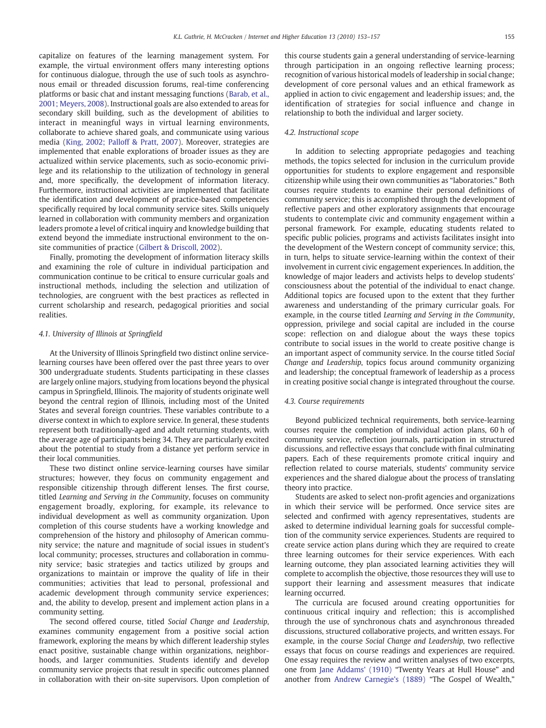capitalize on features of the learning management system. For example, the virtual environment offers many interesting options for continuous dialogue, through the use of such tools as asynchronous email or threaded discussion forums, real-time conferencing platforms or basic chat and instant messaging functions (Barab, et al., 2001; Meyers, 2008). Instructional goals are also extended to areas for secondary skill building, such as the development of abilities to interact in meaningful ways in virtual learning environments, collaborate to achieve shared goals, and communicate using various media (King, 2002; Palloff & Pratt, 2007). Moreover, strategies are implemented that enable explorations of broader issues as they are actualized within service placements, such as socio-economic privilege and its relationship to the utilization of technology in general and, more specifically, the development of information literacy. Furthermore, instructional activities are implemented that facilitate the identification and development of practice-based competencies specifically required by local community service sites. Skills uniquely learned in collaboration with community members and organization leaders promote a level of critical inquiry and knowledge building that extend beyond the immediate instructional environment to the on-site communities of practice (Gilbert & Driscoll, 2002).

Finally, promoting the development of information literacy skills and examining the role of culture in individual participation and communication continue to be critical to ensure curricular goals and instructional methods, including the selection and utilization of technologies, are congruent with the best practices as reflected in current scholarship and research, pedagogical priorities and social realities.

### 4.1. University of Illinois at Springfield

At the University of Illinois Springfield two distinct online service-learning courses have been offered over the past three years to over 300 undergraduate students. Students participating in these classes are largely online majors, studying from locations beyond the physical campus in Springfield, Illinois. The majority of students originate well beyond the central region of Illinois, including most of the United States and several foreign countries. These variables contribute to a diverse context in which to explore service. In general, these students represent both traditionally-aged and adult returning students, with the average age of participants being 34. They are particularly excited about the potential to study from a distance yet perform service in their local communities.

These two distinct online service-learning courses have similar structures; however, they focus on community engagement and responsible citizenship through different lenses. The first course, titled *Learning and Serving in the Community*, focuses on community engagement broadly, exploring, for example, its relevance to individual development as well as community organization. Upon completion of this course students have a working knowledge and comprehension of the history and philosophy of American community service; the nature and magnitude of social issues in student's local community; processes, structures and collaboration in community service; basic strategies and tactics utilized by groups and organizations to maintain or improve the quality of life in their communities; activities that lead to personal, professional and academic development through community service experiences; and, the ability to develop, present and implement action plans in a community setting.

The second offered course, titled *Social Change and Leadership*, examines community engagement from a positive social action framework, exploring the means by which different leadership styles enact positive, sustainable change within organizations, neighborhoods, and larger communities. Students identify and develop community service projects that result in specific outcomes planned in collaboration with their on-site supervisors. Upon completion of this course students gain a general understanding of service-learning through participation in an ongoing reflective learning process; recognition of various historical models of leadership in social change; development of core personal values and an ethical framework as applied in action to civic engagement and leadership issues; and, the identification of strategies for social influence and change in relationship to both the individual and larger society.

### 4.2. Instructional scope

In addition to selecting appropriate pedagogies and teaching methods, the topics selected for inclusion in the curriculum provide opportunities for students to explore engagement and responsible citizenship while using their own communities as "laboratories." Both courses require students to examine their personal definitions of community service; this is accomplished through the development of reflective papers and other exploratory assignments that encourage students to contemplate civic and community engagement within a personal framework. For example, educating students related to specific public policies, programs and activists facilitates insight into the development of the Western concept of community service; this, in turn, helps to situate service-learning within the context of their involvement in current civic engagement experiences. In addition, the knowledge of major leaders and activists helps to develop students' consciousness about the potential of the individual to enact change. Additional topics are focused upon to the extent that they further awareness and understanding of the primary curricular goals. For example, in the course titled *Learning and Serving in the Community*, oppression, privilege and social capital are included in the course scope: reflection on and dialogue about the ways these topics contribute to social issues in the world to create positive change is an important aspect of community service. In the course titled *Social Change and Leadership*, topics focus around community organizing and leadership; the conceptual framework of leadership as a process in creating positive social change is integrated throughout the course.

### 4.3. Course requirements

Beyond publicized technical requirements, both service-learning courses require the completion of individual action plans, 60 h of community service, reflection journals, participation in structured discussions, and reflective essays that conclude with final culminating papers. Each of these requirements promote critical inquiry and reflection related to course materials, students' community service experiences and the shared dialogue about the process of translating theory into practice.

Students are asked to select non-profit agencies and organizations in which their service will be performed. Once service sites are selected and confirmed with agency representatives, students are asked to determine individual learning goals for successful completion of the community service experiences. Students are required to create service action plans during which they are required to create three learning outcomes for their service experiences. With each learning outcome, they plan associated learning activities they will complete to accomplish the objective, those resources they will use to support their learning and assessment measures that indicate learning occurred.

The curricula are focused around creating opportunities for continuous critical inquiry and reflection; this is accomplished through the use of synchronous chats and asynchronous threaded discussions, structured collaborative projects, and written essays. For example, in the course *Social Change and Leadership*, two reflective essays that focus on course readings and experiences are required. One essay requires the review and written analyses of two excerpts, one from Jane Addams' (1910) "Twenty Years at Hull House" and another from Andrew Carnegie's (1889) "The Gospel of Wealth,"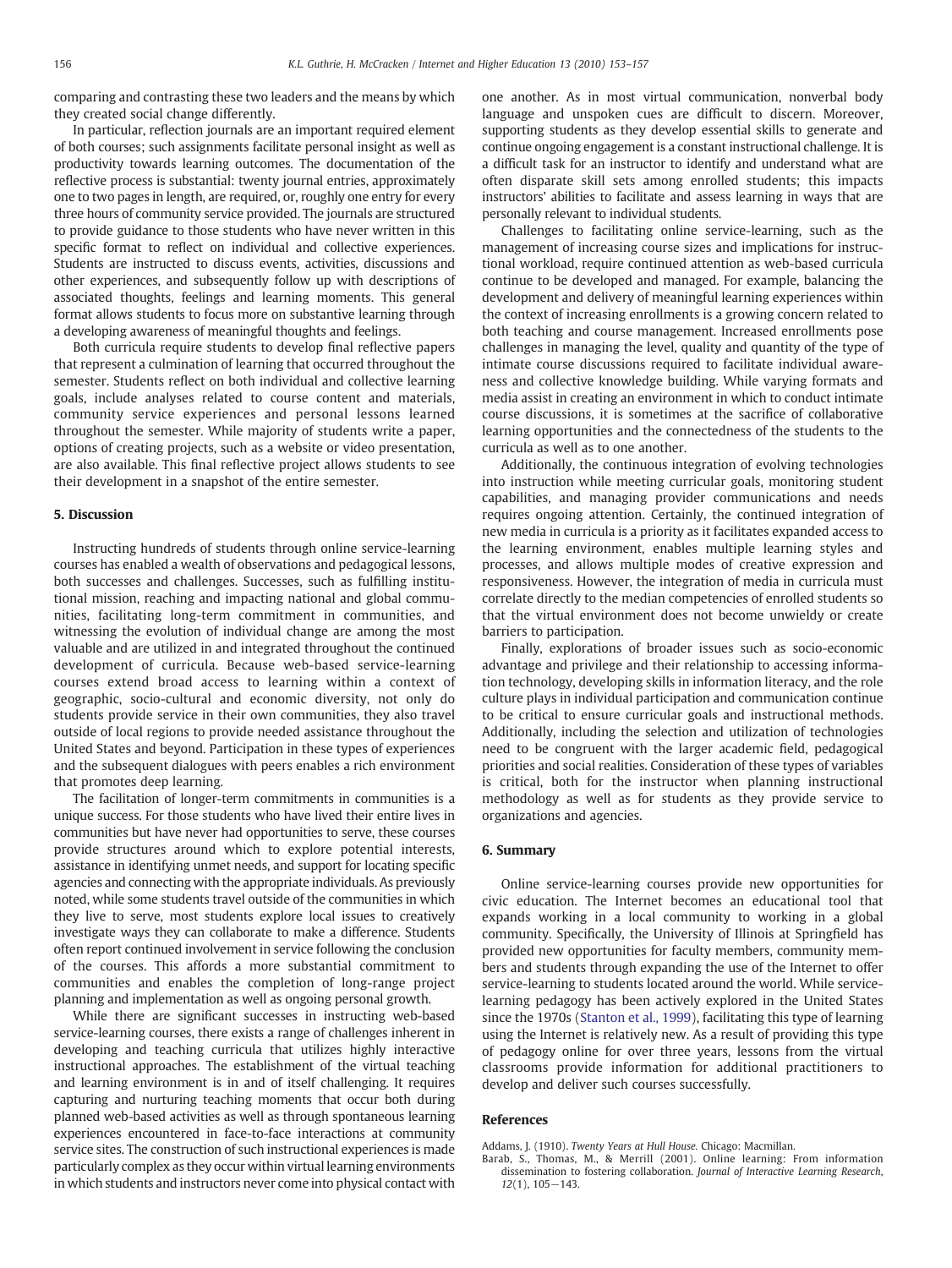comparing and contrasting these two leaders and the means by which they created social change differently.

In particular, reflection journals are an important required element of both courses; such assignments facilitate personal insight as well as productivity towards learning outcomes. The documentation of the reflective process is substantial: twenty journal entries, approximately one to two pages in length, are required, or, roughly one entry for every three hours of community service provided. The journals are structured to provide guidance to those students who have never written in this specific format to reflect on individual and collective experiences. Students are instructed to discuss events, activities, discussions and other experiences, and subsequently follow up with descriptions of associated thoughts, feelings and learning moments. This general format allows students to focus more on substantive learning through a developing awareness of meaningful thoughts and feelings.

Both curricula require students to develop final reflective papers that represent a culmination of learning that occurred throughout the semester. Students reflect on both individual and collective learning goals, include analyses related to course content and materials, community service experiences and personal lessons learned throughout the semester. While majority of students write a paper, options of creating projects, such as a website or video presentation, are also available. This final reflective project allows students to see their development in a snapshot of the entire semester.

## 5. Discussion

Instructing hundreds of students through online service-learning courses has enabled a wealth of observations and pedagogical lessons, both successes and challenges. Successes, such as fulfilling institutional mission, reaching and impacting national and global communities, facilitating long-term commitment in communities, and witnessing the evolution of individual change are among the most valuable and are utilized in and integrated throughout the continued development of curricula. Because web-based service-learning courses extend broad access to learning within a context of geographic, socio-cultural and economic diversity, not only do students provide service in their own communities, they also travel outside of local regions to provide needed assistance throughout the United States and beyond. Participation in these types of experiences and the subsequent dialogues with peers enables a rich environment that promotes deep learning.

The facilitation of longer-term commitments in communities is a unique success. For those students who have lived their entire lives in communities but have never had opportunities to serve, these courses provide structures around which to explore potential interests, assistance in identifying unmet needs, and support for locating specific agencies and connecting with the appropriate individuals. As previously noted, while some students travel outside of the communities in which they live to serve, most students explore local issues to creatively investigate ways they can collaborate to make a difference. Students often report continued involvement in service following the conclusion of the courses. This affords a more substantial commitment to communities and enables the completion of long-range project planning and implementation as well as ongoing personal growth.

While there are significant successes in instructing web-based service-learning courses, there exists a range of challenges inherent in developing and teaching curricula that utilizes highly interactive instructional approaches. The establishment of the virtual teaching and learning environment is in and of itself challenging. It requires capturing and nurturing teaching moments that occur both during planned web-based activities as well as through spontaneous learning experiences encountered in face-to-face interactions at community service sites. The construction of such instructional experiences is made particularly complex as they occur within virtual learning environments in which students and instructors never come into physical contact with one another. As in most virtual communication, nonverbal body language and unspoken cues are difficult to discern. Moreover, supporting students as they develop essential skills to generate and continue ongoing engagement is a constant instructional challenge. It is a difficult task for an instructor to identify and understand what are often disparate skill sets among enrolled students; this impacts instructors' abilities to facilitate and assess learning in ways that are personally relevant to individual students.

Challenges to facilitating online service-learning, such as the management of increasing course sizes and implications for instructional workload, require continued attention as web-based curricula continue to be developed and managed. For example, balancing the development and delivery of meaningful learning experiences within the context of increasing enrollments is a growing concern related to both teaching and course management. Increased enrollments pose challenges in managing the level, quality and quantity of the type of intimate course discussions required to facilitate individual awareness and collective knowledge building. While varying formats and media assist in creating an environment in which to conduct intimate course discussions, it is sometimes at the sacrifice of collaborative learning opportunities and the connectedness of the students to the curricula as well as to one another.

Additionally, the continuous integration of evolving technologies into instruction while meeting curricular goals, monitoring student capabilities, and managing provider communications and needs requires ongoing attention. Certainly, the continued integration of new media in curricula is a priority as it facilitates expanded access to the learning environment, enables multiple learning styles and processes, and allows multiple modes of creative expression and responsiveness. However, the integration of media in curricula must correlate directly to the median competencies of enrolled students so that the virtual environment does not become unwieldy or create barriers to participation.

Finally, explorations of broader issues such as socio-economic advantage and privilege and their relationship to accessing information technology, developing skills in information literacy, and the role culture plays in individual participation and communication continue to be critical to ensure curricular goals and instructional methods. Additionally, including the selection and utilization of technologies need to be congruent with the larger academic field, pedagogical priorities and social realities. Consideration of these types of variables is critical, both for the instructor when planning instructional methodology as well as for students as they provide service to organizations and agencies.

## 6. Summary

Online service-learning courses provide new opportunities for civic education. The Internet becomes an educational tool that expands working in a local community to working in a global community. Specifically, the University of Illinois at Springfield has provided new opportunities for faculty members, community members and students through expanding the use of the Internet to offer service-learning to students located around the world. While service-learning pedagogy has been actively explored in the United States since the 1970s (Stanton et al., 1999), facilitating this type of learning using the Internet is relatively new. As a result of providing this type of pedagogy online for over three years, lessons from the virtual classrooms provide information for additional practitioners to develop and deliver such courses successfully.

## References

Addams, J. (1910). *Twenty Years at Hull House*. Chicago: Macmillan.

Barab, S., Thomas, M., & Merrill (2001). Online learning: From information dissemination to fostering collaboration. *Journal of Interactive Learning Research*, *12*(1), 105−143.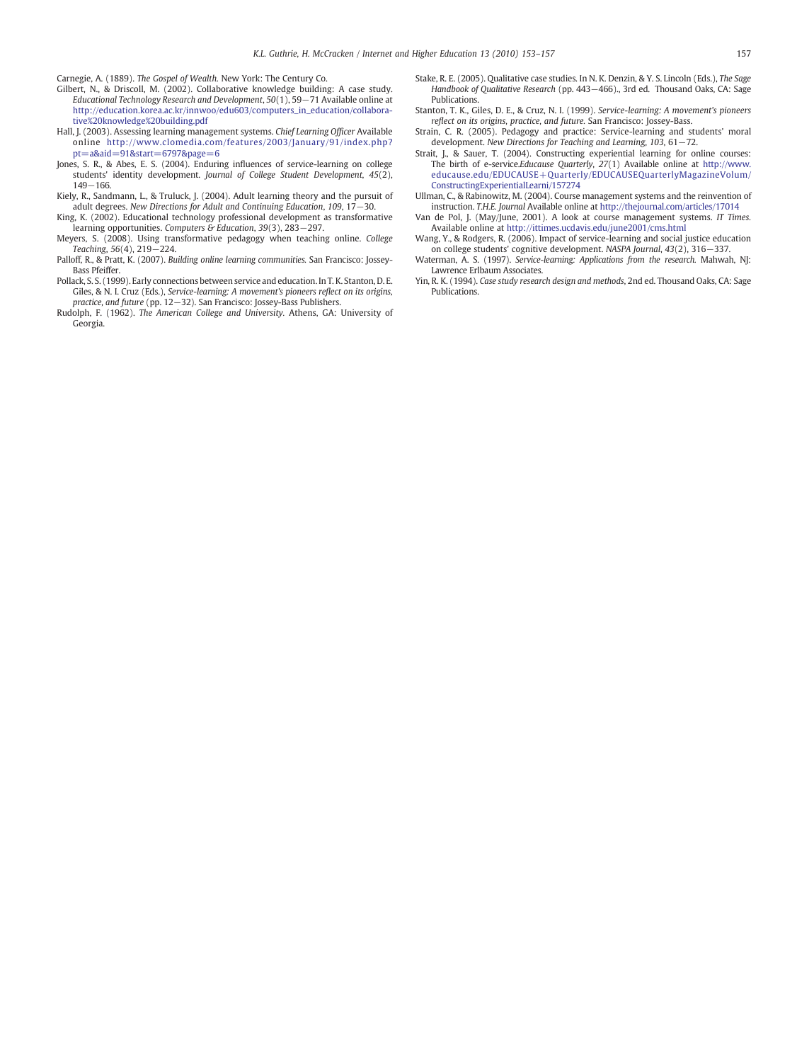Carnegie, A. (1889). *The Gospel of Wealth.* New York: The Century Co.

Gilbert, N., & Driscoll, M. (2002). Collaborative knowledge building: A case study. *Educational Technology Research and Development*, *50*(1), 59−71 Available online at http://education.korea.ac.kr/innwoo/edu603/computers_in_education/collaborative%20knowledge%20building.pdf

Hall, J. (2003). Assessing learning management systems. *Chief Learning Officer* Available online http://www.clomedia.com/features/2003/January/91/index.php?pt=a&aid=91&start=6797&page=6

Jones, S. R., & Abes, E. S. (2004). Enduring influences of service-learning on college students' identity development. *Journal of College Student Development*, *45*(2), 149−166.

Kiely, R., Sandmann, L., & Truluck, J. (2004). Adult learning theory and the pursuit of adult degrees. *New Directions for Adult and Continuing Education*, *109*, 17−30.

King, K. (2002). Educational technology professional development as transformative learning opportunities. *Computers & Education*, *39*(3), 283−297.

Meyers, S. (2008). Using transformative pedagogy when teaching online. *College Teaching*, *56*(4), 219−224.

Palloff, R., & Pratt, K. (2007). *Building online learning communities.* San Francisco: Jossey-Bass Pfeiffer.

Pollack, S. S. (1999). Early connections between service and education. In T. K. Stanton, D. E. Giles, & N. I. Cruz (Eds.), *Service-learning: A movement's pioneers reflect on its origins, practice, and future* (pp. 12−32). San Francisco: Jossey-Bass Publishers.

Rudolph, F. (1962). *The American College and University*. Athens, GA: University of Georgia.

Stake, R. E. (2005). Qualitative case studies. In N. K. Denzin, & Y. S. Lincoln (Eds.), *The Sage Handbook of Qualitative Research* (pp. 443−466)., 3rd ed. Thousand Oaks, CA: Sage Publications.

Stanton, T. K., Giles, D. E., & Cruz, N. I. (1999). *Service-learning: A movement's pioneers reflect on its origins, practice, and future.* San Francisco: Jossey-Bass.

Strain, C. R. (2005). Pedagogy and practice: Service-learning and students' moral development. *New Directions for Teaching and Learning*, *103*, 61−72.

Strait, J., & Sauer, T. (2004). Constructing experiential learning for online courses: The birth of e-service.*Educause Quarterly*, *27*(1) Available online at http://www.educause.edu/EDUCAUSE+Quarterly/EDUCAUSEQuarterlyMagazineVolum/ConstructingExperientialLearni/157274

Ullman, C., & Rabinowitz, M. (2004). Course management systems and the reinvention of instruction. *T.H.E. Journal* Available online at http://thejournal.com/articles/17014

Van de Pol, J. (May/June, 2001). A look at course management systems. *IT Times.* Available online at http://ittimes.ucdavis.edu/june2001/cms.html

Wang, Y., & Rodgers, R. (2006). Impact of service-learning and social justice education on college students' cognitive development. *NASPA Journal*, *43*(2), 316−337.

Waterman, A. S. (1997). *Service-learning: Applications from the research.* Mahwah, NJ: Lawrence Erlbaum Associates.

Yin, R. K. (1994). *Case study research design and methods*, 2nd ed. Thousand Oaks, CA: Sage Publications.